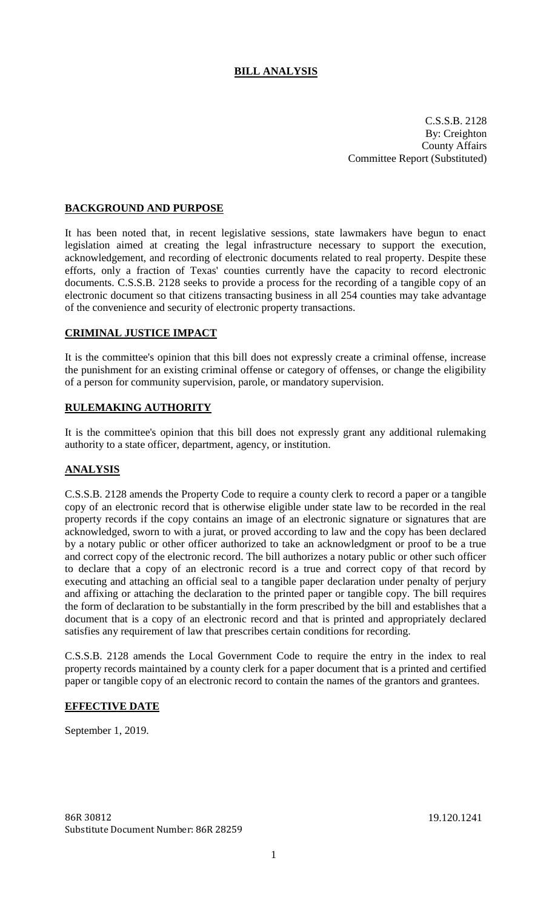# BILL ANALYSIS

C.S.S.B. 2128
By: Creighton
County Affairs
Committee Report (Substituted)

## BACKGROUND AND PURPOSE

It has been noted that, in recent legislative sessions, state lawmakers have begun to enact legislation aimed at creating the legal infrastructure necessary to support the execution, acknowledgement, and recording of electronic documents related to real property. Despite these efforts, only a fraction of Texas' counties currently have the capacity to record electronic documents. C.S.S.B. 2128 seeks to provide a process for the recording of a tangible copy of an electronic document so that citizens transacting business in all 254 counties may take advantage of the convenience and security of electronic property transactions.

## CRIMINAL JUSTICE IMPACT

It is the committee's opinion that this bill does not expressly create a criminal offense, increase the punishment for an existing criminal offense or category of offenses, or change the eligibility of a person for community supervision, parole, or mandatory supervision.

## RULEMAKING AUTHORITY

It is the committee's opinion that this bill does not expressly grant any additional rulemaking authority to a state officer, department, agency, or institution.

## ANALYSIS

C.S.S.B. 2128 amends the Property Code to require a county clerk to record a paper or a tangible copy of an electronic record that is otherwise eligible under state law to be recorded in the real property records if the copy contains an image of an electronic signature or signatures that are acknowledged, sworn to with a jurat, or proved according to law and the copy has been declared by a notary public or other officer authorized to take an acknowledgment or proof to be a true and correct copy of the electronic record. The bill authorizes a notary public or other such officer to declare that a copy of an electronic record is a true and correct copy of that record by executing and attaching an official seal to a tangible paper declaration under penalty of perjury and affixing or attaching the declaration to the printed paper or tangible copy. The bill requires the form of declaration to be substantially in the form prescribed by the bill and establishes that a document that is a copy of an electronic record and that is printed and appropriately declared satisfies any requirement of law that prescribes certain conditions for recording.

C.S.S.B. 2128 amends the Local Government Code to require the entry in the index to real property records maintained by a county clerk for a paper document that is a printed and certified paper or tangible copy of an electronic record to contain the names of the grantors and grantees.

## EFFECTIVE DATE

September 1, 2019.

86R 30812 19.120.1241
Substitute Document Number: 86R 28259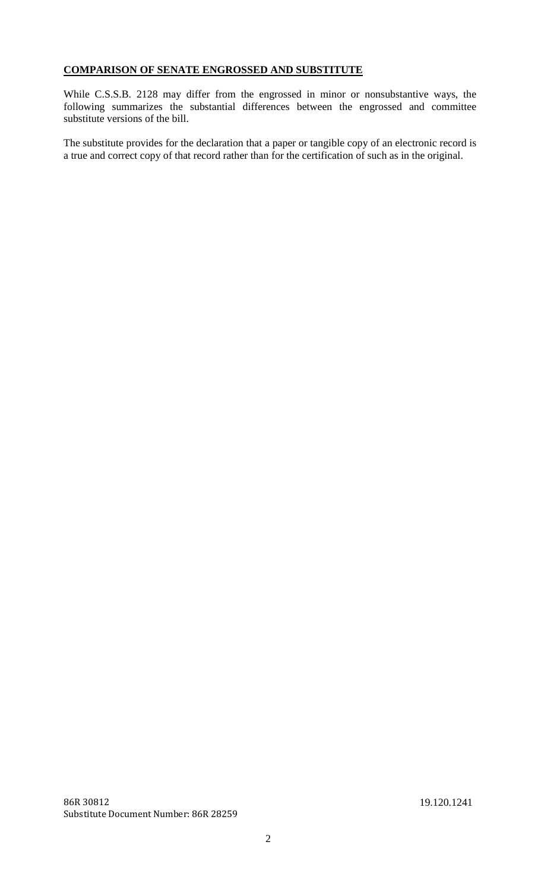**COMPARISON OF SENATE ENGROSSED AND SUBSTITUTE**

While C.S.S.B. 2128 may differ from the engrossed in minor or nonsubstantive ways, the following summarizes the substantial differences between the engrossed and committee substitute versions of the bill.

The substitute provides for the declaration that a paper or tangible copy of an electronic record is a true and correct copy of that record rather than for the certification of such as in the original.

86R 30812 19.120.1241
Substitute Document Number: 86R 28259